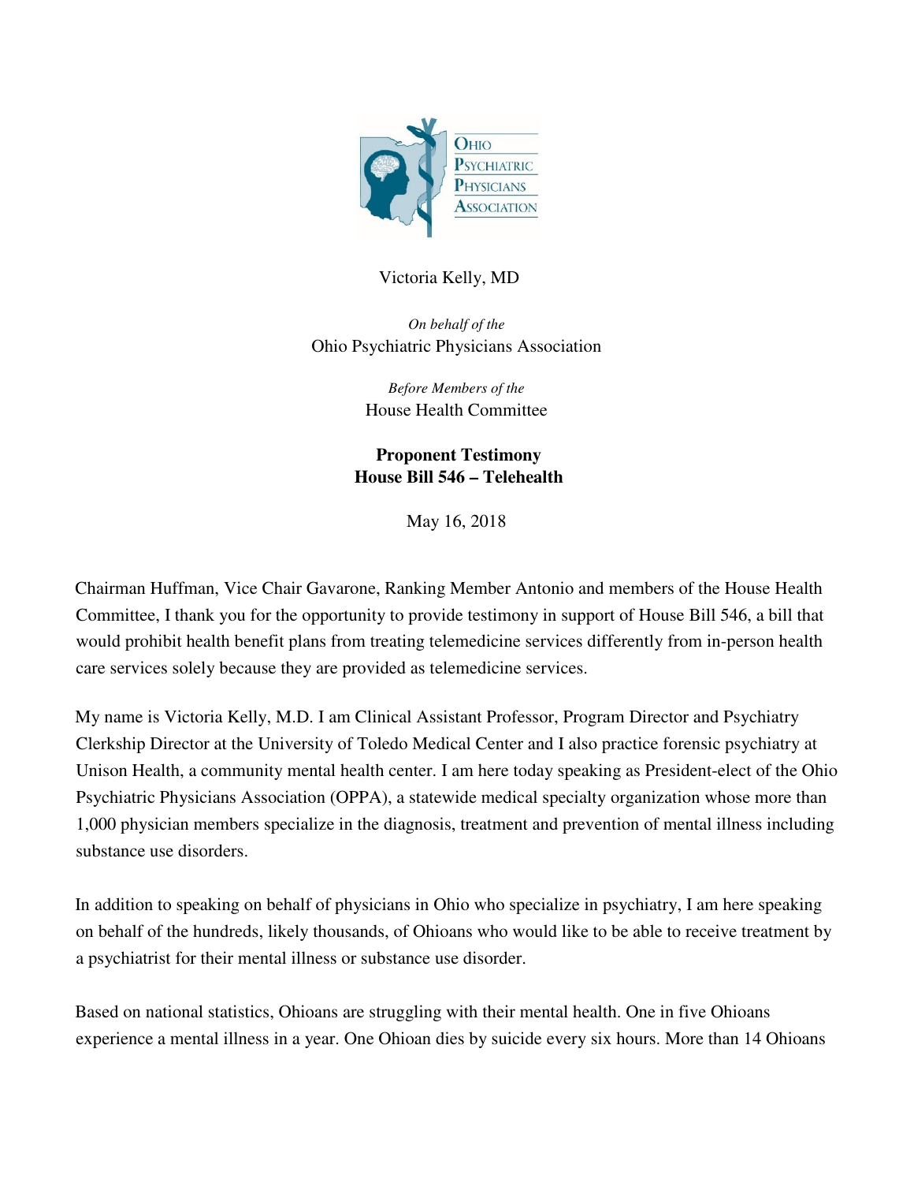Ohio Psychiatric Physicians Association

Victoria Kelly, MD

*On behalf of the*
Ohio Psychiatric Physicians Association

*Before Members of the*
House Health Committee

**Proponent Testimony**
**House Bill 546 – Telehealth**

May 16, 2018

Chairman Huffman, Vice Chair Gavarone, Ranking Member Antonio and members of the House Health Committee, I thank you for the opportunity to provide testimony in support of House Bill 546, a bill that would prohibit health benefit plans from treating telemedicine services differently from in-person health care services solely because they are provided as telemedicine services.

My name is Victoria Kelly, M.D. I am Clinical Assistant Professor, Program Director and Psychiatry Clerkship Director at the University of Toledo Medical Center and I also practice forensic psychiatry at Unison Health, a community mental health center. I am here today speaking as President-elect of the Ohio Psychiatric Physicians Association (OPPA), a statewide medical specialty organization whose more than 1,000 physician members specialize in the diagnosis, treatment and prevention of mental illness including substance use disorders.

In addition to speaking on behalf of physicians in Ohio who specialize in psychiatry, I am here speaking on behalf of the hundreds, likely thousands, of Ohioans who would like to be able to receive treatment by a psychiatrist for their mental illness or substance use disorder.

Based on national statistics, Ohioans are struggling with their mental health. One in five Ohioans experience a mental illness in a year. One Ohioan dies by suicide every six hours. More than 14 Ohioans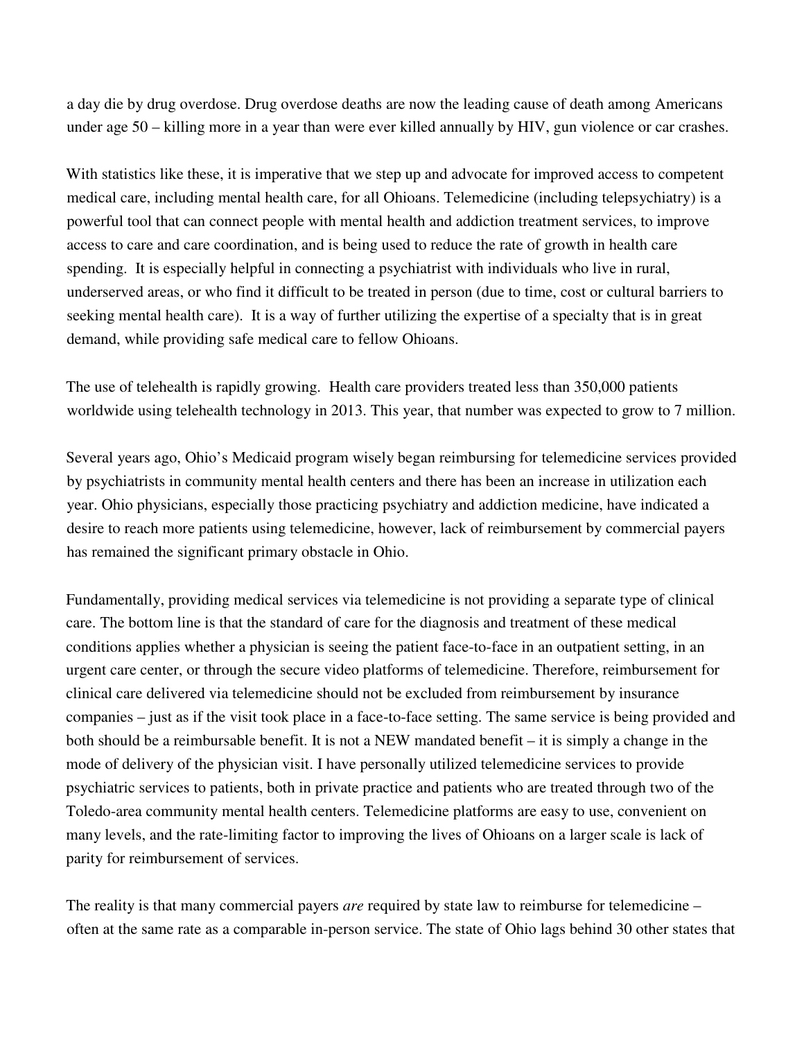a day die by drug overdose. Drug overdose deaths are now the leading cause of death among Americans under age 50 – killing more in a year than were ever killed annually by HIV, gun violence or car crashes.

With statistics like these, it is imperative that we step up and advocate for improved access to competent medical care, including mental health care, for all Ohioans. Telemedicine (including telepsychiatry) is a powerful tool that can connect people with mental health and addiction treatment services, to improve access to care and care coordination, and is being used to reduce the rate of growth in health care spending. It is especially helpful in connecting a psychiatrist with individuals who live in rural, underserved areas, or who find it difficult to be treated in person (due to time, cost or cultural barriers to seeking mental health care). It is a way of further utilizing the expertise of a specialty that is in great demand, while providing safe medical care to fellow Ohioans.

The use of telehealth is rapidly growing. Health care providers treated less than 350,000 patients worldwide using telehealth technology in 2013. This year, that number was expected to grow to 7 million.

Several years ago, Ohio's Medicaid program wisely began reimbursing for telemedicine services provided by psychiatrists in community mental health centers and there has been an increase in utilization each year. Ohio physicians, especially those practicing psychiatry and addiction medicine, have indicated a desire to reach more patients using telemedicine, however, lack of reimbursement by commercial payers has remained the significant primary obstacle in Ohio.

Fundamentally, providing medical services via telemedicine is not providing a separate type of clinical care. The bottom line is that the standard of care for the diagnosis and treatment of these medical conditions applies whether a physician is seeing the patient face-to-face in an outpatient setting, in an urgent care center, or through the secure video platforms of telemedicine. Therefore, reimbursement for clinical care delivered via telemedicine should not be excluded from reimbursement by insurance companies – just as if the visit took place in a face-to-face setting. The same service is being provided and both should be a reimbursable benefit. It is not a NEW mandated benefit – it is simply a change in the mode of delivery of the physician visit. I have personally utilized telemedicine services to provide psychiatric services to patients, both in private practice and patients who are treated through two of the Toledo-area community mental health centers. Telemedicine platforms are easy to use, convenient on many levels, and the rate-limiting factor to improving the lives of Ohioans on a larger scale is lack of parity for reimbursement of services.

The reality is that many commercial payers *are* required by state law to reimburse for telemedicine – often at the same rate as a comparable in-person service. The state of Ohio lags behind 30 other states that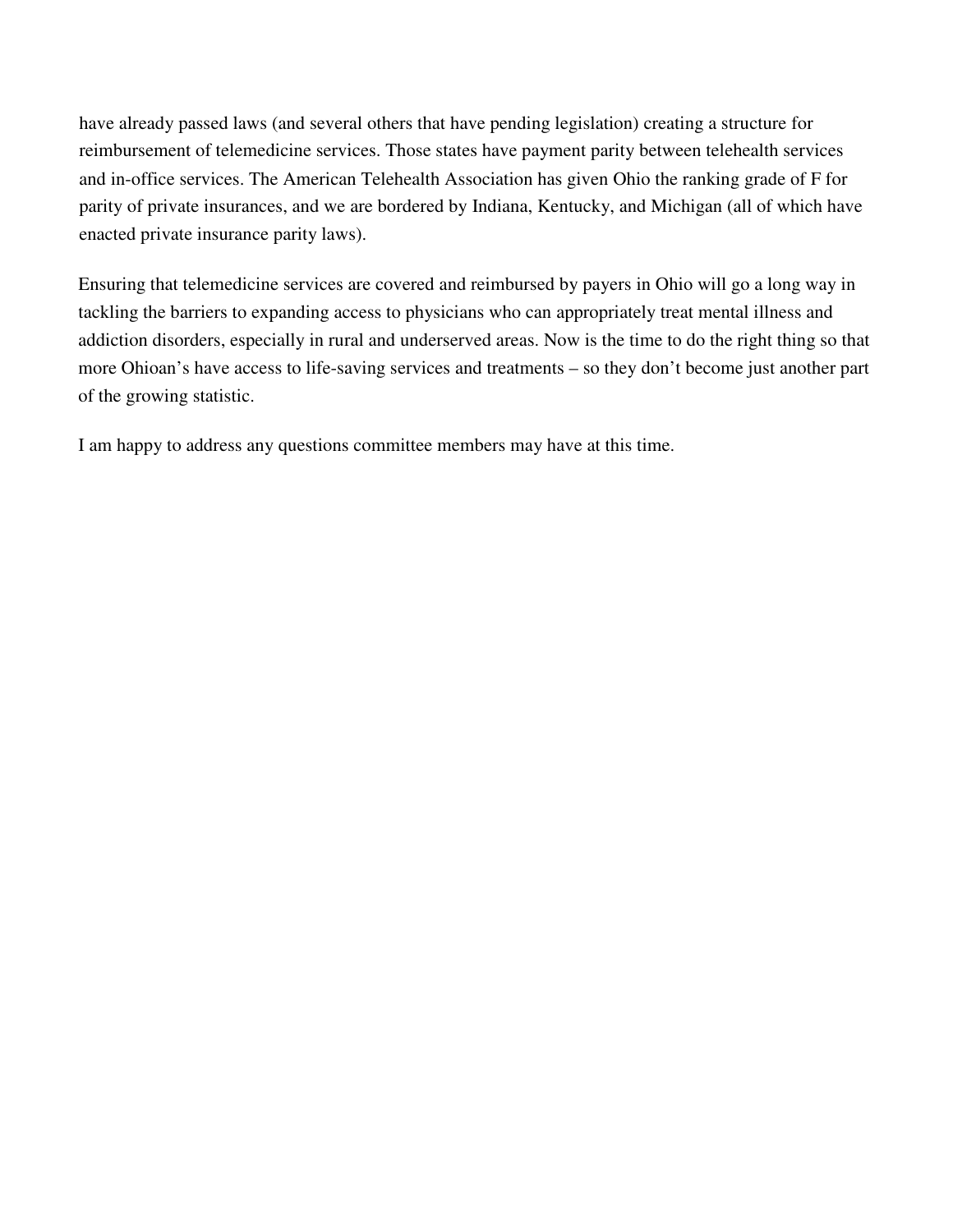have already passed laws (and several others that have pending legislation) creating a structure for reimbursement of telemedicine services. Those states have payment parity between telehealth services and in-office services. The American Telehealth Association has given Ohio the ranking grade of F for parity of private insurances, and we are bordered by Indiana, Kentucky, and Michigan (all of which have enacted private insurance parity laws).

Ensuring that telemedicine services are covered and reimbursed by payers in Ohio will go a long way in tackling the barriers to expanding access to physicians who can appropriately treat mental illness and addiction disorders, especially in rural and underserved areas. Now is the time to do the right thing so that more Ohioan's have access to life-saving services and treatments – so they don't become just another part of the growing statistic.

I am happy to address any questions committee members may have at this time.